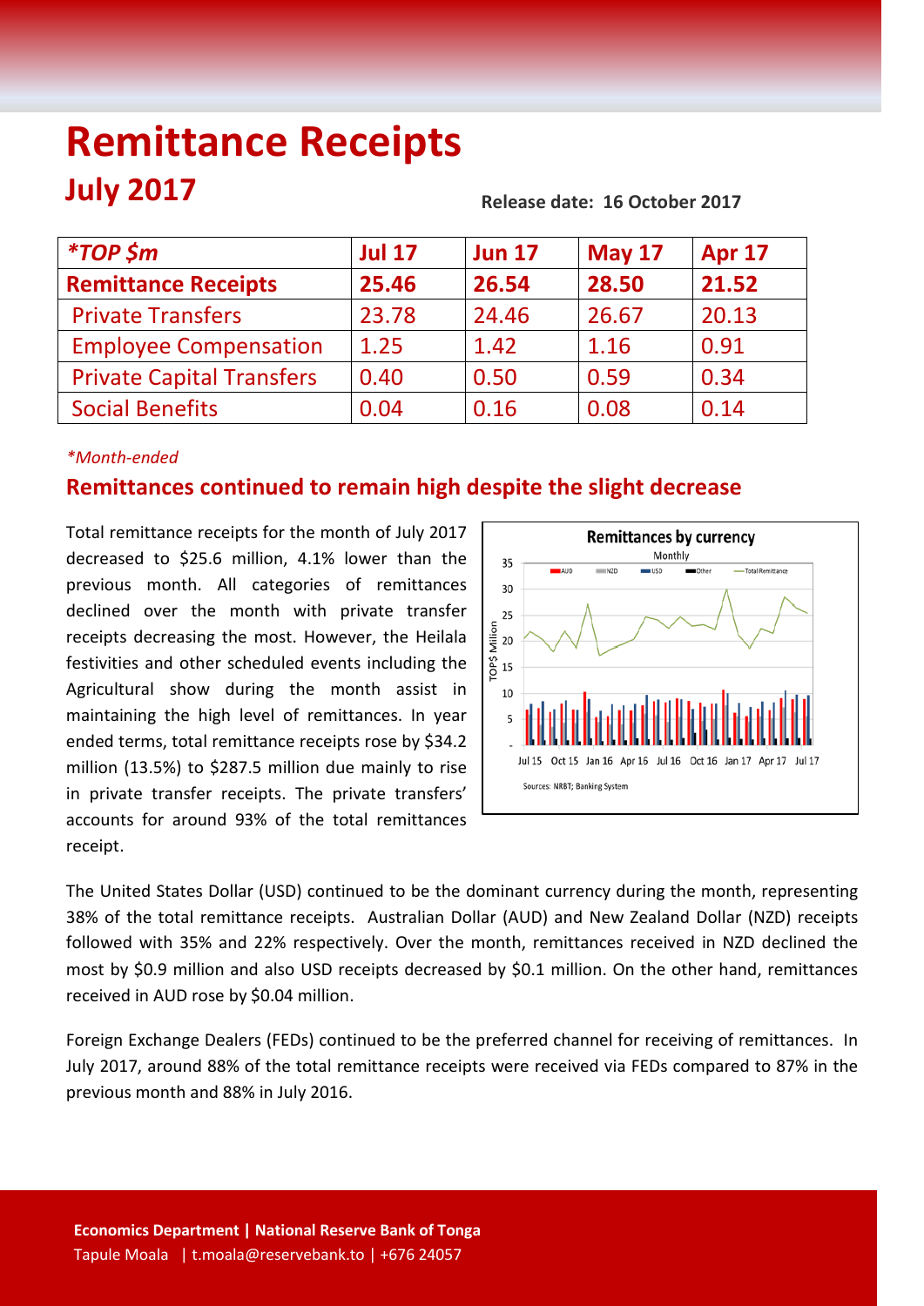# Remittance Receipts

## July 2017

**Release date: 16 October 2017**

| *TOP $m | Jul 17 | Jun 17 | May 17 | Apr 17 |
|---|---|---|---|---|
| **Remittance Receipts** | **25.46** | **26.54** | **28.50** | **21.52** |
| Private Transfers | 23.78 | 24.46 | 26.67 | 20.13 |
| Employee Compensation | 1.25 | 1.42 | 1.16 | 0.91 |
| Private Capital Transfers | 0.40 | 0.50 | 0.59 | 0.34 |
| Social Benefits | 0.04 | 0.16 | 0.08 | 0.14 |

*\*Month-ended*

## Remittances continued to remain high despite the slight decrease

Total remittance receipts for the month of July 2017 decreased to $25.6 million, 4.1% lower than the previous month. All categories of remittances declined over the month with private transfer receipts decreasing the most. However, the Heilala festivities and other scheduled events including the Agricultural show during the month assist in maintaining the high level of remittances. In year ended terms, total remittance receipts rose by $34.2 million (13.5%) to $287.5 million due mainly to rise in private transfer receipts. The private transfers' accounts for around 93% of the total remittances receipt.

The United States Dollar (USD) continued to be the dominant currency during the month, representing 38% of the total remittance receipts. Australian Dollar (AUD) and New Zealand Dollar (NZD) receipts followed with 35% and 22% respectively. Over the month, remittances received in NZD declined the most by $0.9 million and also USD receipts decreased by $0.1 million. On the other hand, remittances received in AUD rose by $0.04 million.

Foreign Exchange Dealers (FEDs) continued to be the preferred channel for receiving of remittances. In July 2017, around 88% of the total remittance receipts were received via FEDs compared to 87% in the previous month and 88% in July 2016.

**Economics Department | National Reserve Bank of Tonga**
Tapule Moala | t.moala@reservebank.to | +676 24057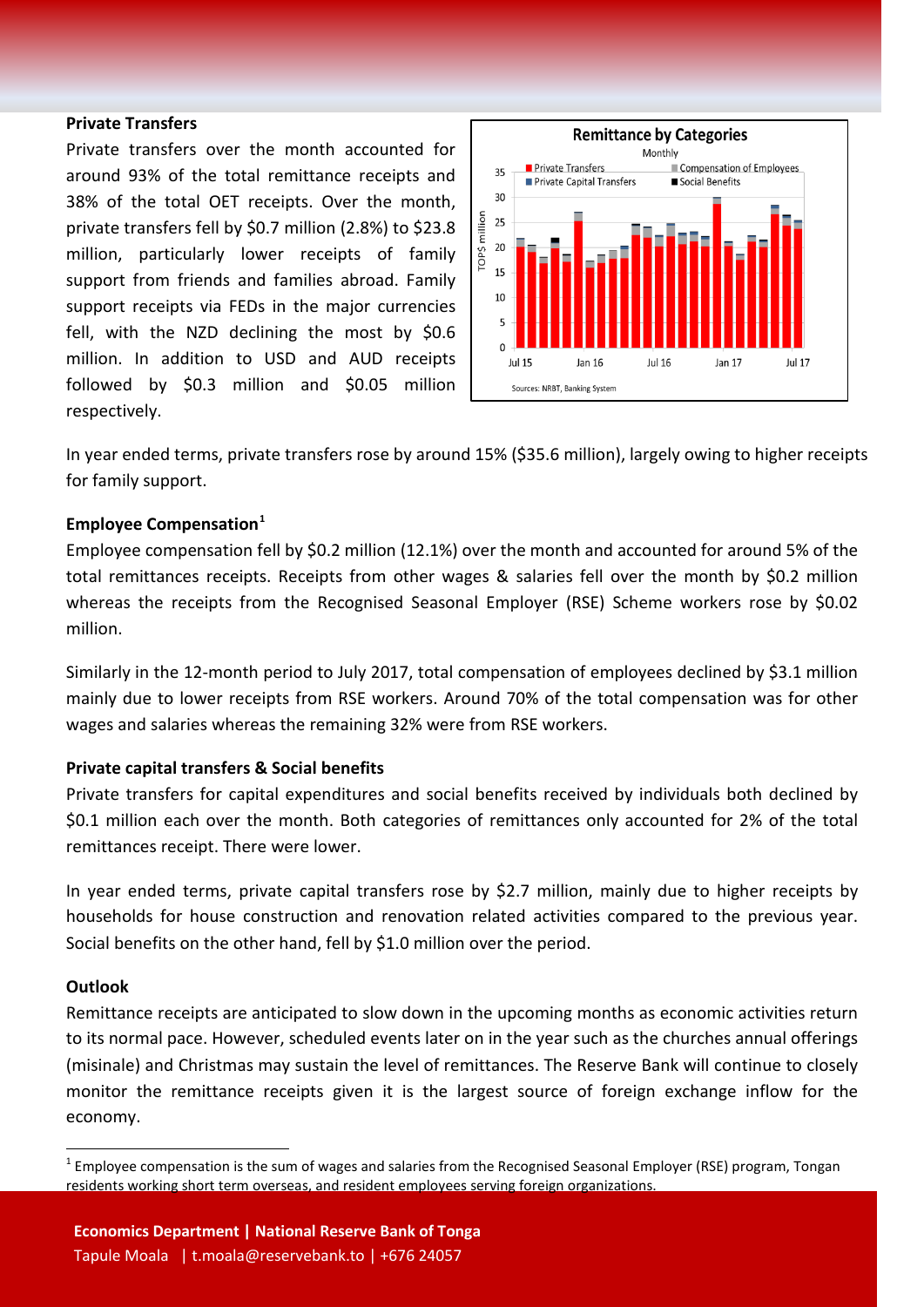## Private Transfers

Private transfers over the month accounted for around 93% of the total remittance receipts and 38% of the total OET receipts. Over the month, private transfers fell by $0.7 million (2.8%) to $23.8 million, particularly lower receipts of family support from friends and families abroad. Family support receipts via FEDs in the major currencies fell, with the NZD declining the most by $0.6 million. In addition to USD and AUD receipts followed by $0.3 million and $0.05 million respectively.

In year ended terms, private transfers rose by around 15% ($35.6 million), largely owing to higher receipts for family support.

## Employee Compensation[1]

Employee compensation fell by $0.2 million (12.1%) over the month and accounted for around 5% of the total remittances receipts. Receipts from other wages & salaries fell over the month by $0.2 million whereas the receipts from the Recognised Seasonal Employer (RSE) Scheme workers rose by $0.02 million.

Similarly in the 12-month period to July 2017, total compensation of employees declined by $3.1 million mainly due to lower receipts from RSE workers. Around 70% of the total compensation was for other wages and salaries whereas the remaining 32% were from RSE workers.

## Private capital transfers & Social benefits

Private transfers for capital expenditures and social benefits received by individuals both declined by $0.1 million each over the month. Both categories of remittances only accounted for 2% of the total remittances receipt. There were lower.

In year ended terms, private capital transfers rose by $2.7 million, mainly due to higher receipts by households for house construction and renovation related activities compared to the previous year. Social benefits on the other hand, fell by $1.0 million over the period.

## Outlook

Remittance receipts are anticipated to slow down in the upcoming months as economic activities return to its normal pace. However, scheduled events later on in the year such as the churches annual offerings (misinale) and Christmas may sustain the level of remittances. The Reserve Bank will continue to closely monitor the remittance receipts given it is the largest source of foreign exchange inflow for the economy.

[1] Employee compensation is the sum of wages and salaries from the Recognised Seasonal Employer (RSE) program, Tongan residents working short term overseas, and resident employees serving foreign organizations.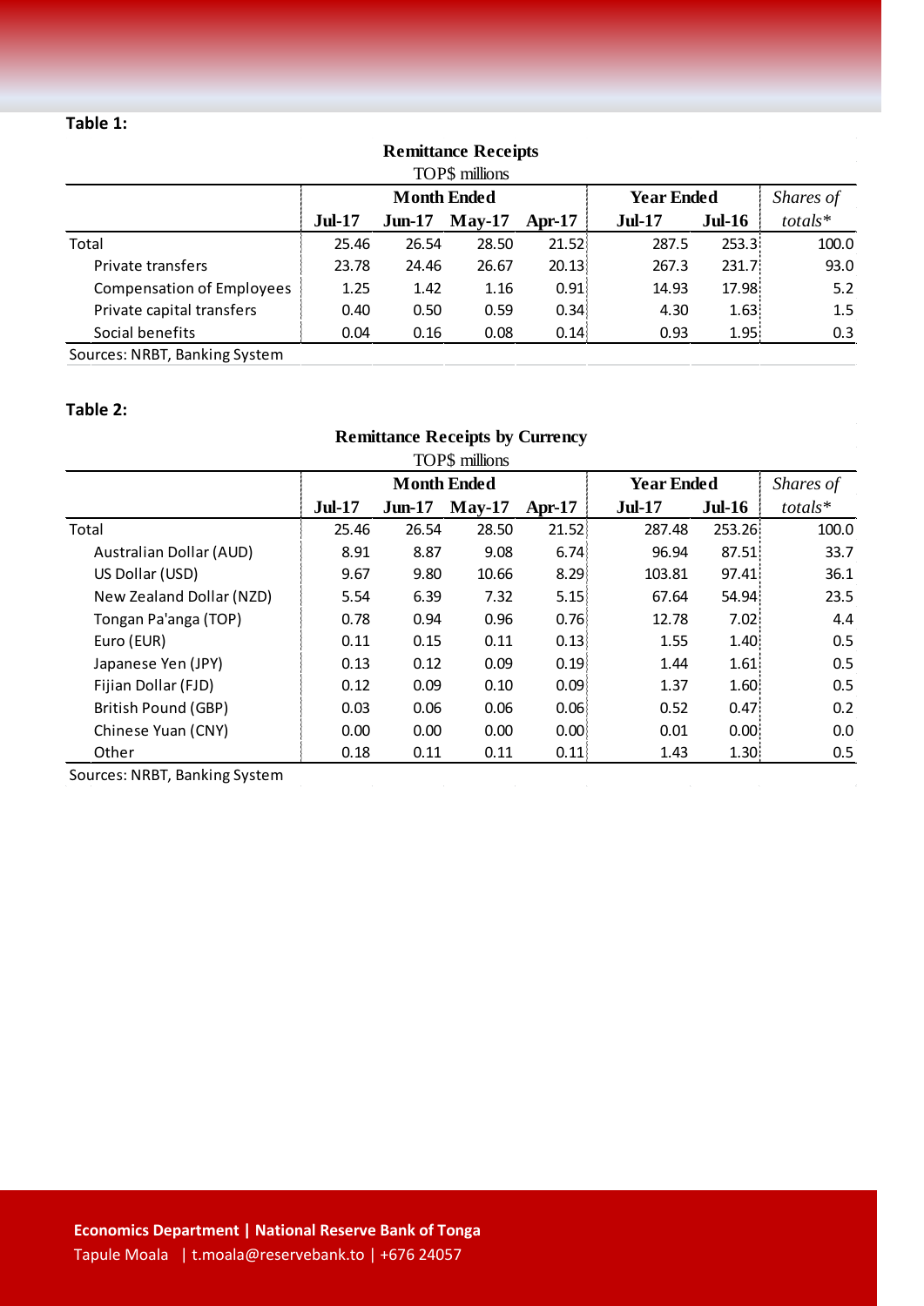**Table 1:**

**Remittance Receipts**
TOP$ millions

| | Month Ended | | | | Year Ended | | *Shares of* |
|---|---|---|---|---|---|---|---|
| | **Jul-17** | **Jun-17** | **May-17** | **Apr-17** | **Jul-17** | **Jul-16** | *totals** |
| Total | 25.46 | 26.54 | 28.50 | 21.52 | 287.5 | 253.3 | 100.0 |
| Private transfers | 23.78 | 24.46 | 26.67 | 20.13 | 267.3 | 231.7 | 93.0 |
| Compensation of Employees | 1.25 | 1.42 | 1.16 | 0.91 | 14.93 | 17.98 | 5.2 |
| Private capital transfers | 0.40 | 0.50 | 0.59 | 0.34 | 4.30 | 1.63 | 1.5 |
| Social benefits | 0.04 | 0.16 | 0.08 | 0.14 | 0.93 | 1.95 | 0.3 |

Sources: NRBT, Banking System

**Table 2:**

**Remittance Receipts by Currency**
TOP$ millions

| | Month Ended | | | | Year Ended | | *Shares of* |
|---|---|---|---|---|---|---|---|
| | **Jul-17** | **Jun-17** | **May-17** | **Apr-17** | **Jul-17** | **Jul-16** | *totals** |
| Total | 25.46 | 26.54 | 28.50 | 21.52 | 287.48 | 253.26 | 100.0 |
| Australian Dollar (AUD) | 8.91 | 8.87 | 9.08 | 6.74 | 96.94 | 87.51 | 33.7 |
| US Dollar (USD) | 9.67 | 9.80 | 10.66 | 8.29 | 103.81 | 97.41 | 36.1 |
| New Zealand Dollar (NZD) | 5.54 | 6.39 | 7.32 | 5.15 | 67.64 | 54.94 | 23.5 |
| Tongan Pa'anga (TOP) | 0.78 | 0.94 | 0.96 | 0.76 | 12.78 | 7.02 | 4.4 |
| Euro (EUR) | 0.11 | 0.15 | 0.11 | 0.13 | 1.55 | 1.40 | 0.5 |
| Japanese Yen (JPY) | 0.13 | 0.12 | 0.09 | 0.19 | 1.44 | 1.61 | 0.5 |
| Fijian Dollar (FJD) | 0.12 | 0.09 | 0.10 | 0.09 | 1.37 | 1.60 | 0.5 |
| British Pound (GBP) | 0.03 | 0.06 | 0.06 | 0.06 | 0.52 | 0.47 | 0.2 |
| Chinese Yuan (CNY) | 0.00 | 0.00 | 0.00 | 0.00 | 0.01 | 0.00 | 0.0 |
| Other | 0.18 | 0.11 | 0.11 | 0.11 | 1.43 | 1.30 | 0.5 |

Sources: NRBT, Banking System

**Economics Department | National Reserve Bank of Tonga**
Tapule Moala | t.moala@reservebank.to | +676 24057